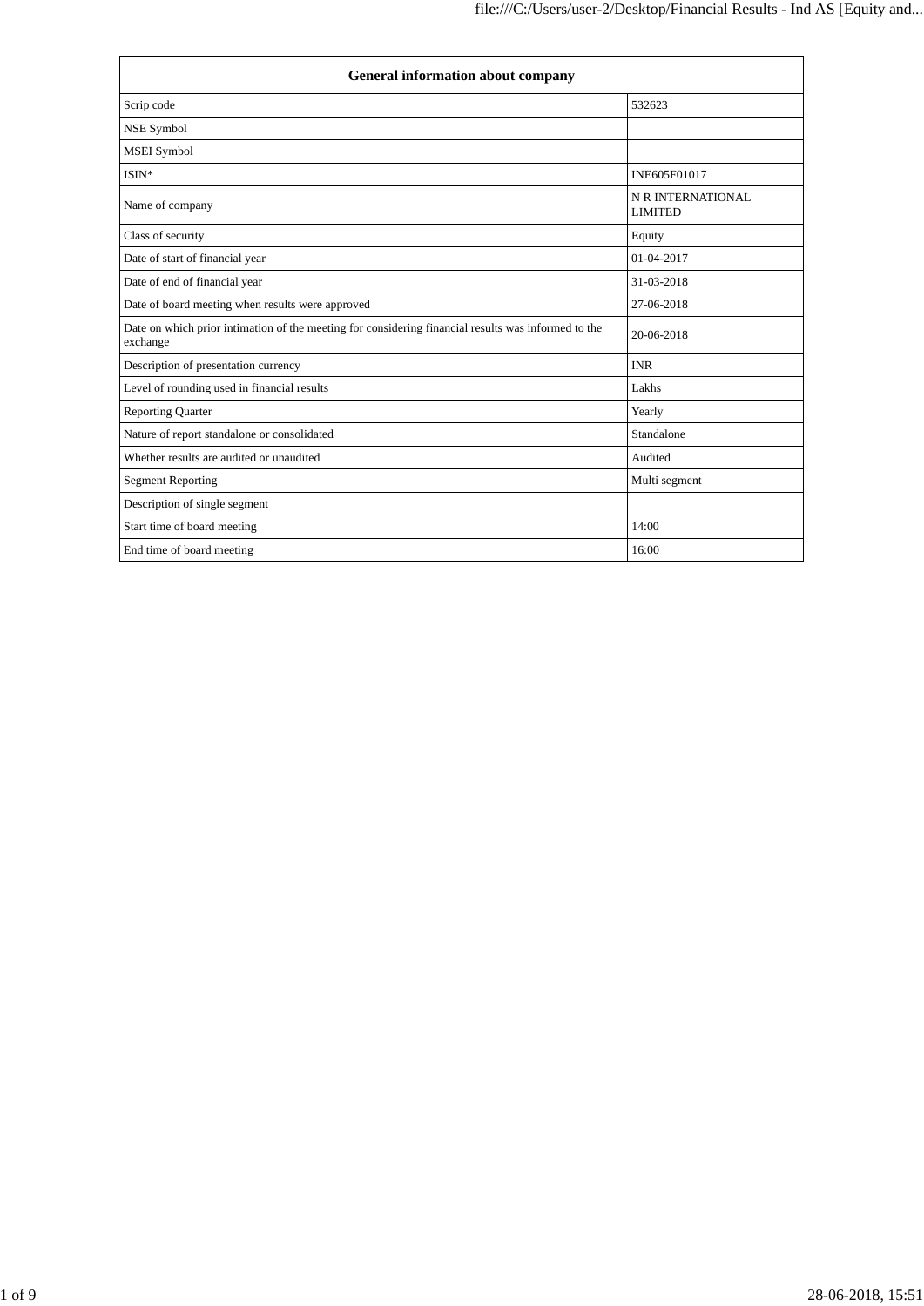| General information about company | |
|---|---|
| Scrip code | 532623 |
| NSE Symbol | |
| MSEI Symbol | |
| ISIN* | INE605F01017 |
| Name of company | N R INTERNATIONAL LIMITED |
| Class of security | Equity |
| Date of start of financial year | 01-04-2017 |
| Date of end of financial year | 31-03-2018 |
| Date of board meeting when results were approved | 27-06-2018 |
| Date on which prior intimation of the meeting for considering financial results was informed to the exchange | 20-06-2018 |
| Description of presentation currency | INR |
| Level of rounding used in financial results | Lakhs |
| Reporting Quarter | Yearly |
| Nature of report standalone or consolidated | Standalone |
| Whether results are audited or unaudited | Audited |
| Segment Reporting | Multi segment |
| Description of single segment | |
| Start time of board meeting | 14:00 |
| End time of board meeting | 16:00 |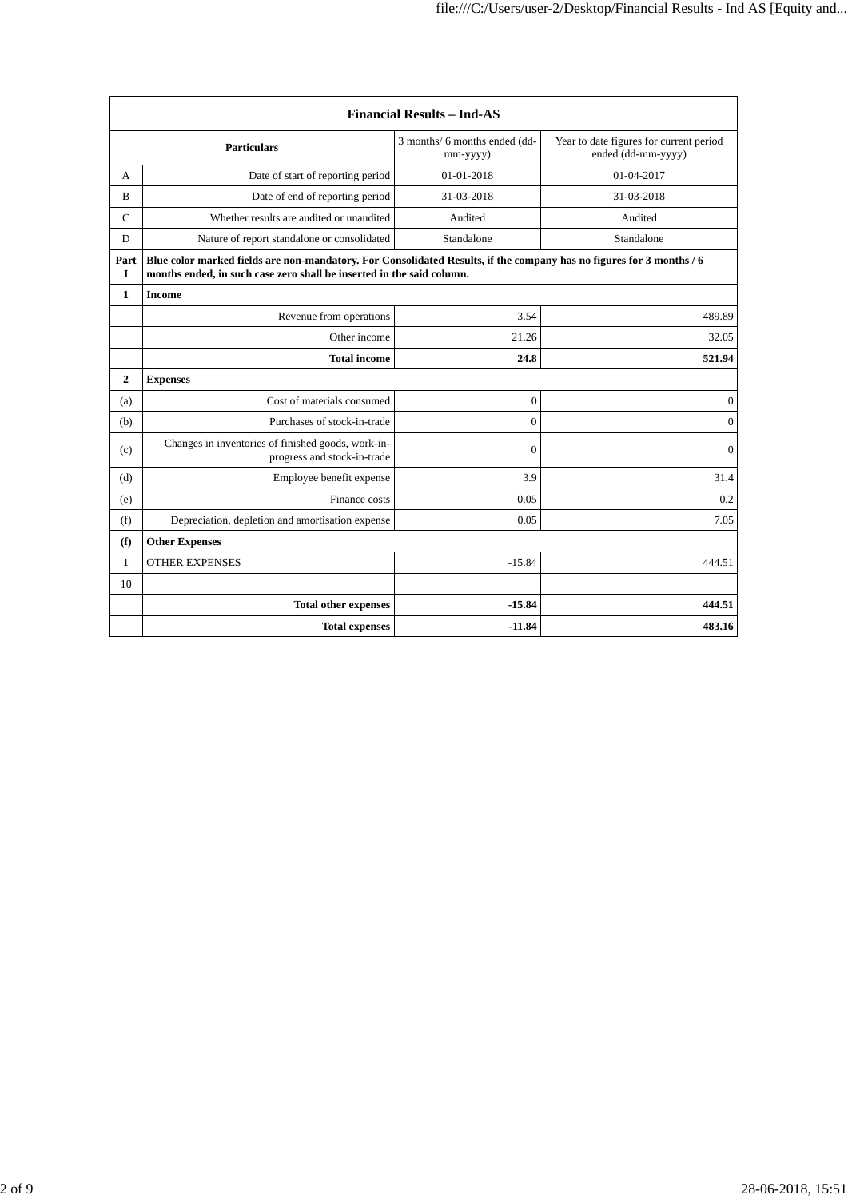| Financial Results – Ind-AS | | | |
|---|---|---|---|
| | **Particulars** | 3 months/ 6 months ended (dd-mm-yyyy) | Year to date figures for current period ended (dd-mm-yyyy) |
| A | Date of start of reporting period | 01-01-2018 | 01-04-2017 |
| B | Date of end of reporting period | 31-03-2018 | 31-03-2018 |
| C | Whether results are audited or unaudited | Audited | Audited |
| D | Nature of report standalone or consolidated | Standalone | Standalone |
| **Part I** | **Blue color marked fields are non-mandatory. For Consolidated Results, if the company has no figures for 3 months / 6 months ended, in such case zero shall be inserted in the said column.** | | |
| **1** | **Income** | | |
| | Revenue from operations | 3.54 | 489.89 |
| | Other income | 21.26 | 32.05 |
| | **Total income** | **24.8** | **521.94** |
| **2** | **Expenses** | | |
| (a) | Cost of materials consumed | 0 | 0 |
| (b) | Purchases of stock-in-trade | 0 | 0 |
| (c) | Changes in inventories of finished goods, work-in-progress and stock-in-trade | 0 | 0 |
| (d) | Employee benefit expense | 3.9 | 31.4 |
| (e) | Finance costs | 0.05 | 0.2 |
| (f) | Depreciation, depletion and amortisation expense | 0.05 | 7.05 |
| **(f)** | **Other Expenses** | | |
| 1 | OTHER EXPENSES | -15.84 | 444.51 |
| 10 | | | |
| | **Total other expenses** | **-15.84** | **444.51** |
| | **Total expenses** | **-11.84** | **483.16** |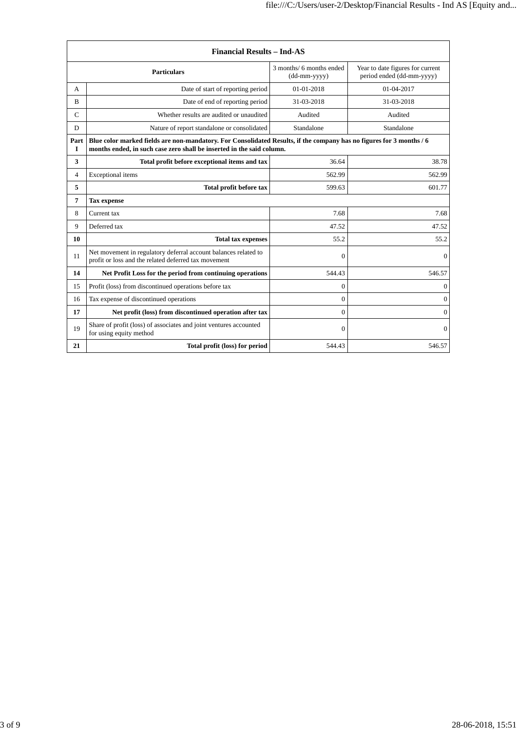| Financial Results – Ind-AS | | | |
|---|---|---|---|
| **Particulars** | | 3 months/ 6 months ended (dd-mm-yyyy) | Year to date figures for current period ended (dd-mm-yyyy) |
| A | Date of start of reporting period | 01-01-2018 | 01-04-2017 |
| B | Date of end of reporting period | 31-03-2018 | 31-03-2018 |
| C | Whether results are audited or unaudited | Audited | Audited |
| D | Nature of report standalone or consolidated | Standalone | Standalone |
| **Part I** | **Blue color marked fields are non-mandatory. For Consolidated Results, if the company has no figures for 3 months / 6 months ended, in such case zero shall be inserted in the said column.** | | |
| **3** | **Total profit before exceptional items and tax** | 36.64 | 38.78 |
| 4 | Exceptional items | 562.99 | 562.99 |
| **5** | **Total profit before tax** | 599.63 | 601.77 |
| **7** | **Tax expense** | | |
| 8 | Current tax | 7.68 | 7.68 |
| 9 | Deferred tax | 47.52 | 47.52 |
| **10** | **Total tax expenses** | 55.2 | 55.2 |
| 11 | Net movement in regulatory deferral account balances related to profit or loss and the related deferred tax movement | 0 | 0 |
| **14** | **Net Profit Loss for the period from continuing operations** | 544.43 | 546.57 |
| 15 | Profit (loss) from discontinued operations before tax | 0 | 0 |
| 16 | Tax expense of discontinued operations | 0 | 0 |
| **17** | **Net profit (loss) from discontinued operation after tax** | 0 | 0 |
| 19 | Share of profit (loss) of associates and joint ventures accounted for using equity method | 0 | 0 |
| **21** | **Total profit (loss) for period** | 544.43 | 546.57 |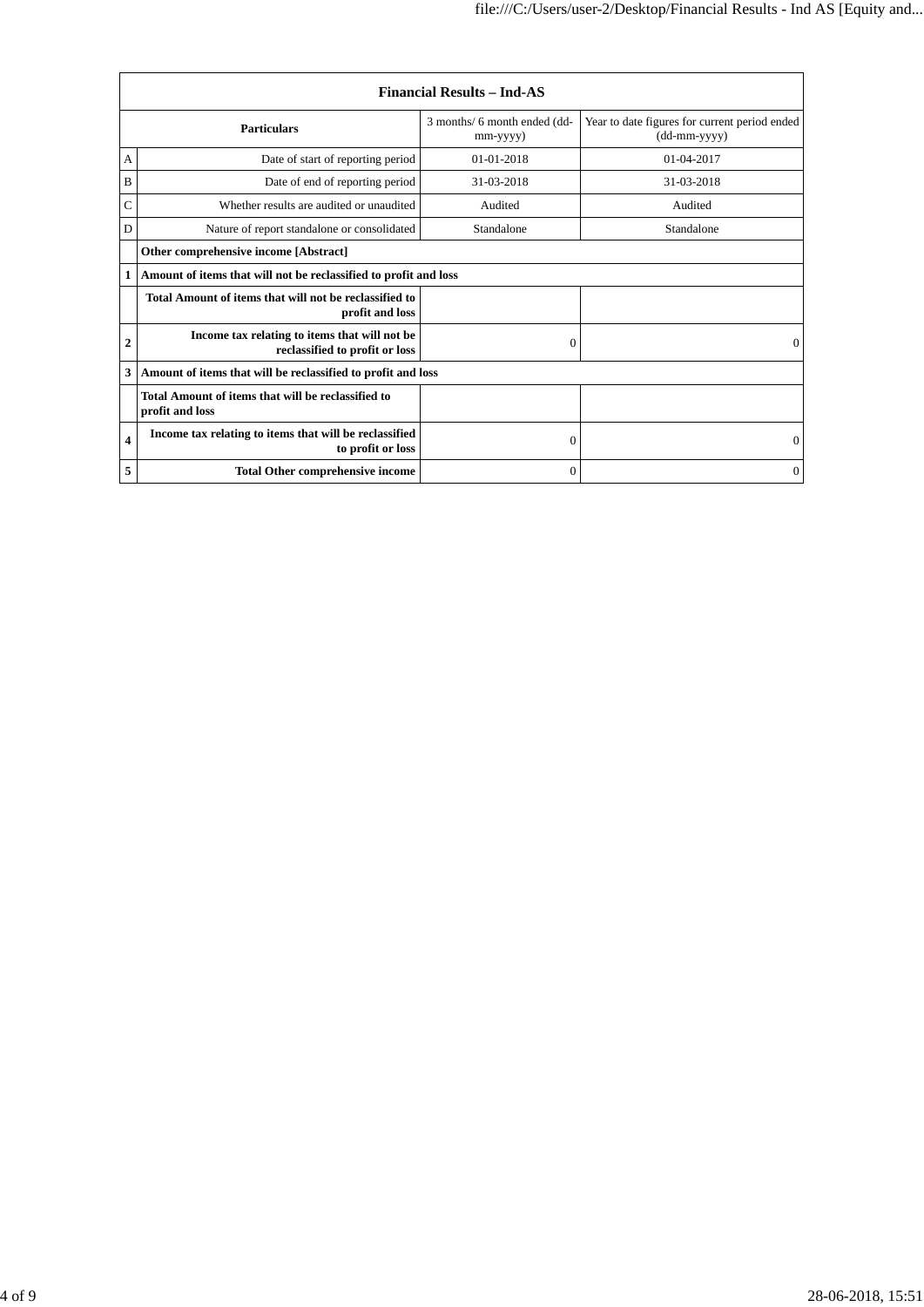| Financial Results – Ind-AS | | | |
|---|---|---|---|
| | **Particulars** | 3 months/ 6 month ended (dd-mm-yyyy) | Year to date figures for current period ended (dd-mm-yyyy) |
| A | Date of start of reporting period | 01-01-2018 | 01-04-2017 |
| B | Date of end of reporting period | 31-03-2018 | 31-03-2018 |
| C | Whether results are audited or unaudited | Audited | Audited |
| D | Nature of report standalone or consolidated | Standalone | Standalone |
| | **Other comprehensive income [Abstract]** | | |
| **1** | **Amount of items that will not be reclassified to profit and loss** | | |
| | **Total Amount of items that will not be reclassified to profit and loss** | | |
| **2** | **Income tax relating to items that will not be reclassified to profit or loss** | 0 | 0 |
| **3** | **Amount of items that will be reclassified to profit and loss** | | |
| | **Total Amount of items that will be reclassified to profit and loss** | | |
| **4** | **Income tax relating to items that will be reclassified to profit or loss** | 0 | 0 |
| **5** | **Total Other comprehensive income** | 0 | 0 |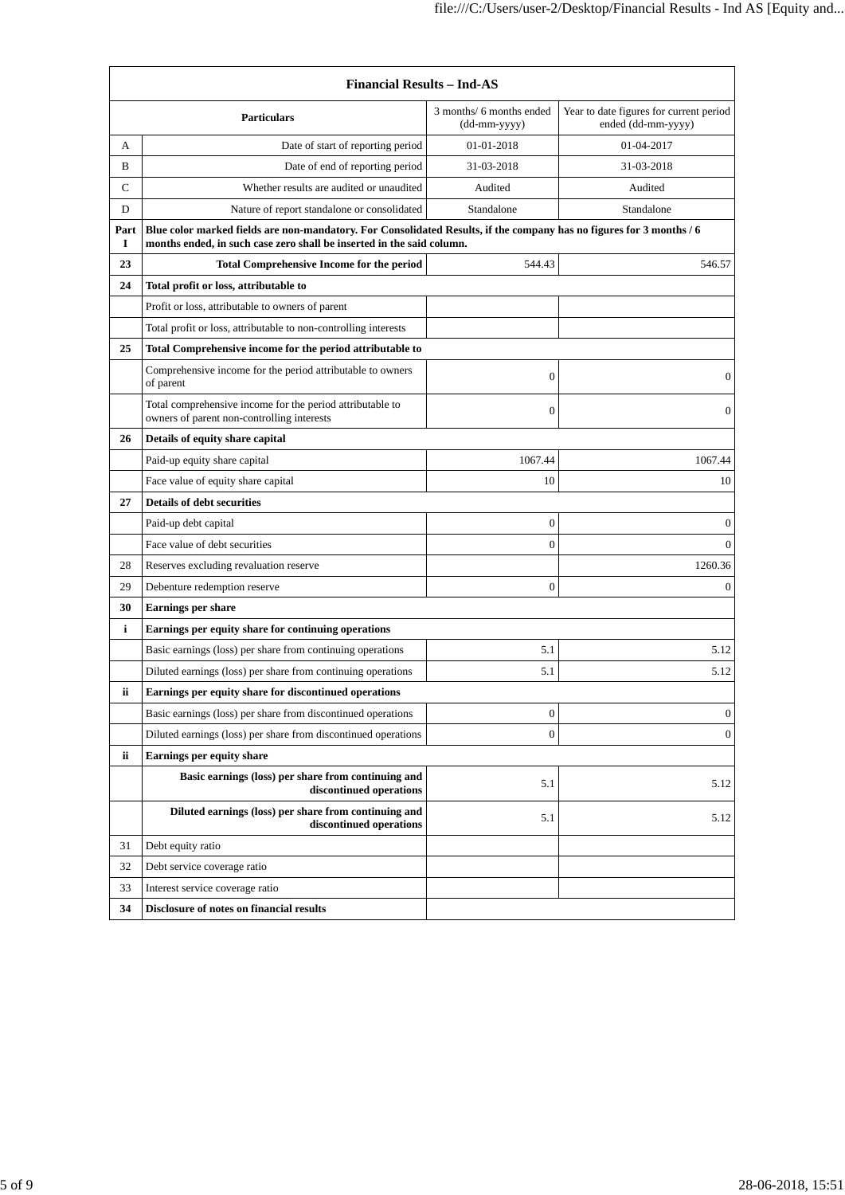| Financial Results – Ind-AS | | | |
|---|---|---|---|
| | **Particulars** | 3 months/ 6 months ended (dd-mm-yyyy) | Year to date figures for current period ended (dd-mm-yyyy) |
| A | Date of start of reporting period | 01-01-2018 | 01-04-2017 |
| B | Date of end of reporting period | 31-03-2018 | 31-03-2018 |
| C | Whether results are audited or unaudited | Audited | Audited |
| D | Nature of report standalone or consolidated | Standalone | Standalone |
| **Part I** | **Blue color marked fields are non-mandatory. For Consolidated Results, if the company has no figures for 3 months / 6 months ended, in such case zero shall be inserted in the said column.** | | |
| **23** | **Total Comprehensive Income for the period** | 544.43 | 546.57 |
| **24** | **Total profit or loss, attributable to** | | |
| | Profit or loss, attributable to owners of parent | | |
| | Total profit or loss, attributable to non-controlling interests | | |
| **25** | **Total Comprehensive income for the period attributable to** | | |
| | Comprehensive income for the period attributable to owners of parent | 0 | 0 |
| | Total comprehensive income for the period attributable to owners of parent non-controlling interests | 0 | 0 |
| **26** | **Details of equity share capital** | | |
| | Paid-up equity share capital | 1067.44 | 1067.44 |
| | Face value of equity share capital | 10 | 10 |
| **27** | **Details of debt securities** | | |
| | Paid-up debt capital | 0 | 0 |
| | Face value of debt securities | 0 | 0 |
| 28 | Reserves excluding revaluation reserve | | 1260.36 |
| 29 | Debenture redemption reserve | 0 | 0 |
| **30** | **Earnings per share** | | |
| **i** | **Earnings per equity share for continuing operations** | | |
| | Basic earnings (loss) per share from continuing operations | 5.1 | 5.12 |
| | Diluted earnings (loss) per share from continuing operations | 5.1 | 5.12 |
| **ii** | **Earnings per equity share for discontinued operations** | | |
| | Basic earnings (loss) per share from discontinued operations | 0 | 0 |
| | Diluted earnings (loss) per share from discontinued operations | 0 | 0 |
| **ii** | **Earnings per equity share** | | |
| | **Basic earnings (loss) per share from continuing and discontinued operations** | 5.1 | 5.12 |
| | **Diluted earnings (loss) per share from continuing and discontinued operations** | 5.1 | 5.12 |
| 31 | Debt equity ratio | | |
| 32 | Debt service coverage ratio | | |
| 33 | Interest service coverage ratio | | |
| **34** | **Disclosure of notes on financial results** | | |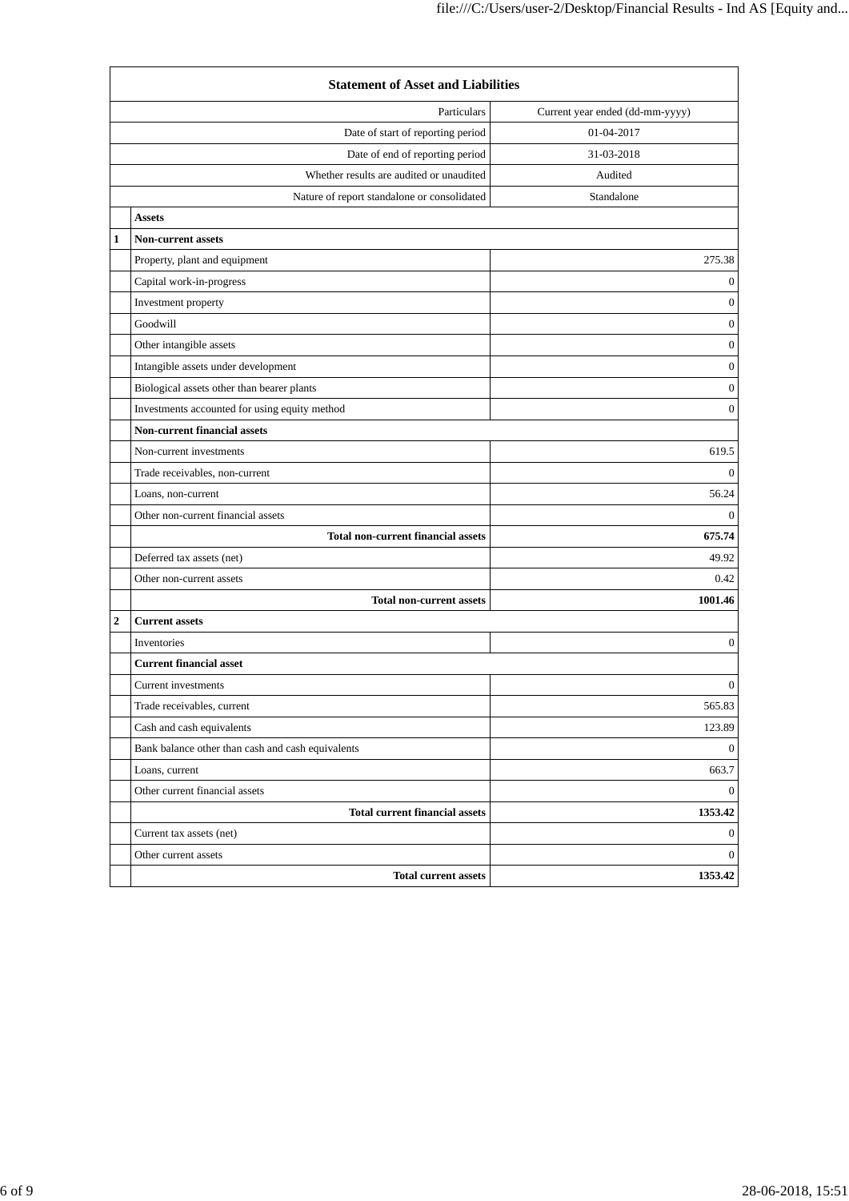| Statement of Asset and Liabilities | | |
|---|---|---|
| | Particulars | Current year ended (dd-mm-yyyy) |
| | Date of start of reporting period | 01-04-2017 |
| | Date of end of reporting period | 31-03-2018 |
| | Whether results are audited or unaudited | Audited |
| | Nature of report standalone or consolidated | Standalone |
| | **Assets** | |
| **1** | **Non-current assets** | |
| | Property, plant and equipment | 275.38 |
| | Capital work-in-progress | 0 |
| | Investment property | 0 |
| | Goodwill | 0 |
| | Other intangible assets | 0 |
| | Intangible assets under development | 0 |
| | Biological assets other than bearer plants | 0 |
| | Investments accounted for using equity method | 0 |
| | **Non-current financial assets** | |
| | Non-current investments | 619.5 |
| | Trade receivables, non-current | 0 |
| | Loans, non-current | 56.24 |
| | Other non-current financial assets | 0 |
| | **Total non-current financial assets** | **675.74** |
| | Deferred tax assets (net) | 49.92 |
| | Other non-current assets | 0.42 |
| | **Total non-current assets** | **1001.46** |
| **2** | **Current assets** | |
| | Inventories | 0 |
| | **Current financial asset** | |
| | Current investments | 0 |
| | Trade receivables, current | 565.83 |
| | Cash and cash equivalents | 123.89 |
| | Bank balance other than cash and cash equivalents | 0 |
| | Loans, current | 663.7 |
| | Other current financial assets | 0 |
| | **Total current financial assets** | **1353.42** |
| | Current tax assets (net) | 0 |
| | Other current assets | 0 |
| | **Total current assets** | **1353.42** |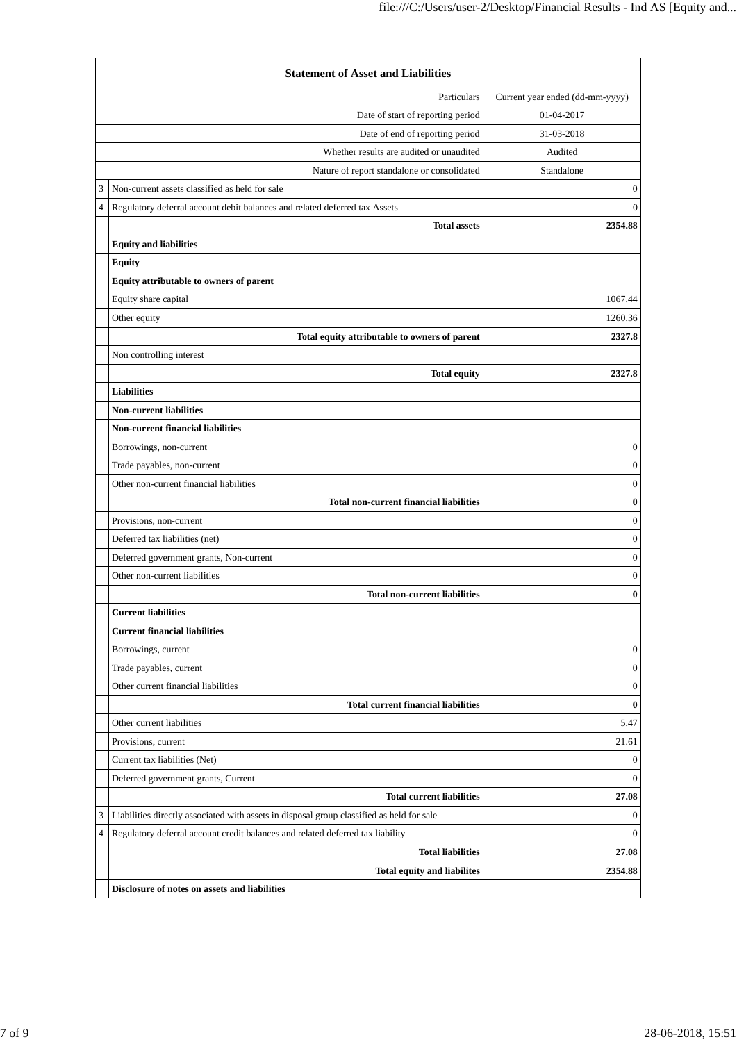| | Statement of Asset and Liabilities | |
|---|---|---|
| | Particulars | Current year ended (dd-mm-yyyy) |
| | Date of start of reporting period | 01-04-2017 |
| | Date of end of reporting period | 31-03-2018 |
| | Whether results are audited or unaudited | Audited |
| | Nature of report standalone or consolidated | Standalone |
| 3 | Non-current assets classified as held for sale | 0 |
| 4 | Regulatory deferral account debit balances and related deferred tax Assets | 0 |
| | **Total assets** | **2354.88** |
| | **Equity and liabilities** | |
| | **Equity** | |
| | **Equity attributable to owners of parent** | |
| | Equity share capital | 1067.44 |
| | Other equity | 1260.36 |
| | **Total equity attributable to owners of parent** | **2327.8** |
| | Non controlling interest | |
| | **Total equity** | **2327.8** |
| | **Liabilities** | |
| | **Non-current liabilities** | |
| | **Non-current financial liabilities** | |
| | Borrowings, non-current | 0 |
| | Trade payables, non-current | 0 |
| | Other non-current financial liabilities | 0 |
| | **Total non-current financial liabilities** | **0** |
| | Provisions, non-current | 0 |
| | Deferred tax liabilities (net) | 0 |
| | Deferred government grants, Non-current | 0 |
| | Other non-current liabilities | 0 |
| | **Total non-current liabilities** | **0** |
| | **Current liabilities** | |
| | **Current financial liabilities** | |
| | Borrowings, current | 0 |
| | Trade payables, current | 0 |
| | Other current financial liabilities | 0 |
| | **Total current financial liabilities** | **0** |
| | Other current liabilities | 5.47 |
| | Provisions, current | 21.61 |
| | Current tax liabilities (Net) | 0 |
| | Deferred government grants, Current | 0 |
| | **Total current liabilities** | **27.08** |
| 3 | Liabilities directly associated with assets in disposal group classified as held for sale | 0 |
| 4 | Regulatory deferral account credit balances and related deferred tax liability | 0 |
| | **Total liabilities** | **27.08** |
| | **Total equity and liabilites** | **2354.88** |
| | **Disclosure of notes on assets and liabilities** | |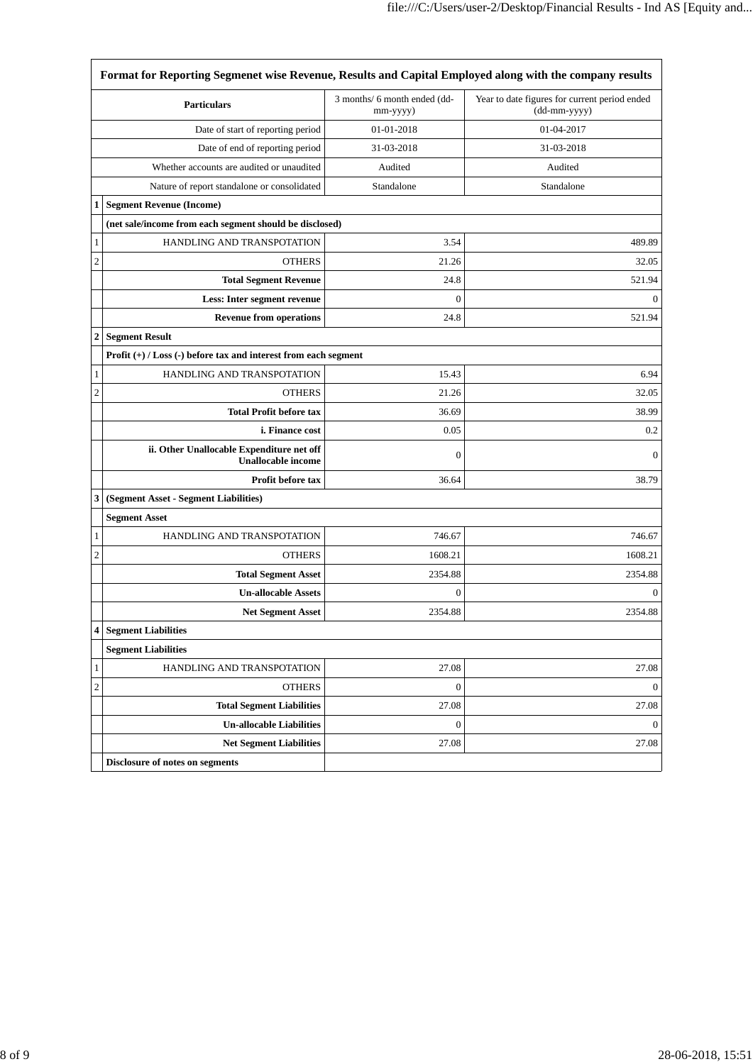| | Format for Reporting Segmenet wise Revenue, Results and Capital Employed along with the company results | | |
|---|---|---|---|
| | **Particulars** | 3 months/ 6 month ended (dd-mm-yyyy) | Year to date figures for current period ended (dd-mm-yyyy) |
| | Date of start of reporting period | 01-01-2018 | 01-04-2017 |
| | Date of end of reporting period | 31-03-2018 | 31-03-2018 |
| | Whether accounts are audited or unaudited | Audited | Audited |
| | Nature of report standalone or consolidated | Standalone | Standalone |
| **1** | **Segment Revenue (Income)** | | |
| | **(net sale/income from each segment should be disclosed)** | | |
| 1 | HANDLING AND TRANSPOTATION | 3.54 | 489.89 |
| 2 | OTHERS | 21.26 | 32.05 |
| | **Total Segment Revenue** | 24.8 | 521.94 |
| | **Less: Inter segment revenue** | 0 | 0 |
| | **Revenue from operations** | 24.8 | 521.94 |
| **2** | **Segment Result** | | |
| | **Profit (+) / Loss (-) before tax and interest from each segment** | | |
| 1 | HANDLING AND TRANSPOTATION | 15.43 | 6.94 |
| 2 | OTHERS | 21.26 | 32.05 |
| | **Total Profit before tax** | 36.69 | 38.99 |
| | **i. Finance cost** | 0.05 | 0.2 |
| | **ii. Other Unallocable Expenditure net off Unallocable income** | 0 | 0 |
| | **Profit before tax** | 36.64 | 38.79 |
| **3** | **(Segment Asset - Segment Liabilities)** | | |
| | **Segment Asset** | | |
| 1 | HANDLING AND TRANSPOTATION | 746.67 | 746.67 |
| 2 | OTHERS | 1608.21 | 1608.21 |
| | **Total Segment Asset** | 2354.88 | 2354.88 |
| | **Un-allocable Assets** | 0 | 0 |
| | **Net Segment Asset** | 2354.88 | 2354.88 |
| **4** | **Segment Liabilities** | | |
| | **Segment Liabilities** | | |
| 1 | HANDLING AND TRANSPOTATION | 27.08 | 27.08 |
| 2 | OTHERS | 0 | 0 |
| | **Total Segment Liabilities** | 27.08 | 27.08 |
| | **Un-allocable Liabilities** | 0 | 0 |
| | **Net Segment Liabilities** | 27.08 | 27.08 |
| | **Disclosure of notes on segments** | | |